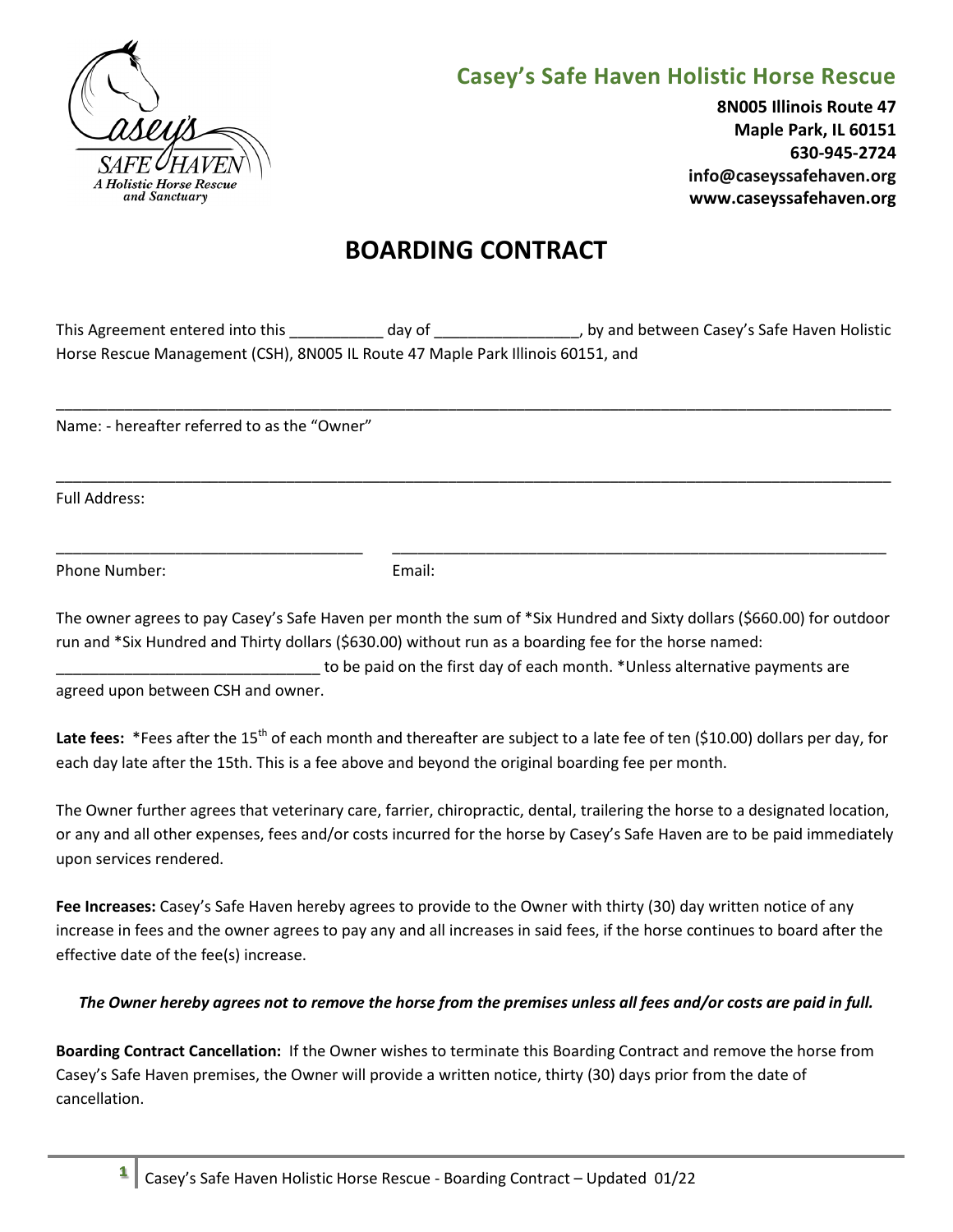## Casey's Safe Haven Holistic Horse Rescue

**8N005 Illinois Route 47**
**Maple Park, IL 60151**
**630-945-2724**
**info@caseyssafehaven.org**
**www.caseyssafehaven.org**

# BOARDING CONTRACT

This Agreement entered into this ___________ day of _________________, by and between Casey's Safe Haven Holistic Horse Rescue Management (CSH), 8N005 IL Route 47 Maple Park Illinois 60151, and

_____________________________________________________________________________________________

Name: - hereafter referred to as the "Owner"

_____________________________________________________________________________________________

Full Address:

____________________________________ ____________________________________________________________

Phone Number: Email:

The owner agrees to pay Casey's Safe Haven per month the sum of *Six Hundred and Sixty dollars ($660.00) for outdoor run and *Six Hundred and Thirty dollars ($630.00) without run as a boarding fee for the horse named: _______________________________ to be paid on the first day of each month. *Unless alternative payments are agreed upon between CSH and owner.

**Late fees:** *Fees after the 15th of each month and thereafter are subject to a late fee of ten ($10.00) dollars per day, for each day late after the 15th. This is a fee above and beyond the original boarding fee per month.

The Owner further agrees that veterinary care, farrier, chiropractic, dental, trailering the horse to a designated location, or any and all other expenses, fees and/or costs incurred for the horse by Casey's Safe Haven are to be paid immediately upon services rendered.

**Fee Increases:** Casey's Safe Haven hereby agrees to provide to the Owner with thirty (30) day written notice of any increase in fees and the owner agrees to pay any and all increases in said fees, if the horse continues to board after the effective date of the fee(s) increase.

***The Owner hereby agrees not to remove the horse from the premises unless all fees and/or costs are paid in full.***

**Boarding Contract Cancellation:** If the Owner wishes to terminate this Boarding Contract and remove the horse from Casey's Safe Haven premises, the Owner will provide a written notice, thirty (30) days prior from the date of cancellation.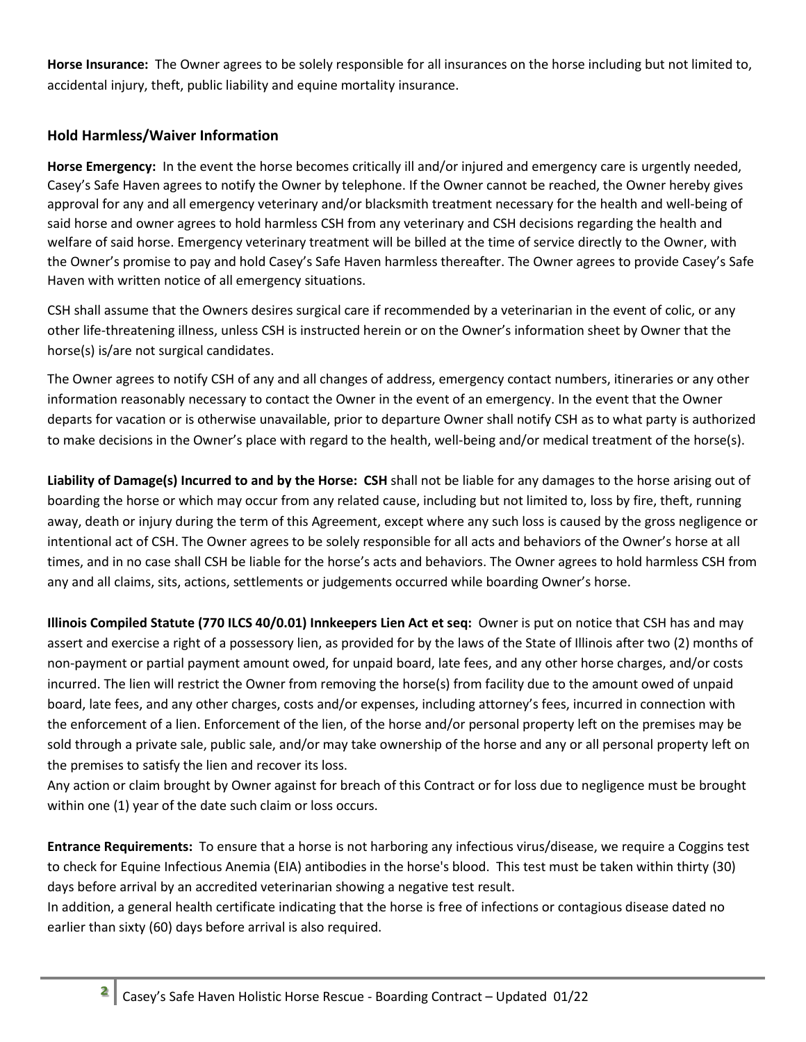**Horse Insurance:** The Owner agrees to be solely responsible for all insurances on the horse including but not limited to, accidental injury, theft, public liability and equine mortality insurance.

## Hold Harmless/Waiver Information

**Horse Emergency:** In the event the horse becomes critically ill and/or injured and emergency care is urgently needed, Casey's Safe Haven agrees to notify the Owner by telephone. If the Owner cannot be reached, the Owner hereby gives approval for any and all emergency veterinary and/or blacksmith treatment necessary for the health and well-being of said horse and owner agrees to hold harmless CSH from any veterinary and CSH decisions regarding the health and welfare of said horse. Emergency veterinary treatment will be billed at the time of service directly to the Owner, with the Owner's promise to pay and hold Casey's Safe Haven harmless thereafter. The Owner agrees to provide Casey's Safe Haven with written notice of all emergency situations.

CSH shall assume that the Owners desires surgical care if recommended by a veterinarian in the event of colic, or any other life-threatening illness, unless CSH is instructed herein or on the Owner's information sheet by Owner that the horse(s) is/are not surgical candidates.

The Owner agrees to notify CSH of any and all changes of address, emergency contact numbers, itineraries or any other information reasonably necessary to contact the Owner in the event of an emergency. In the event that the Owner departs for vacation or is otherwise unavailable, prior to departure Owner shall notify CSH as to what party is authorized to make decisions in the Owner's place with regard to the health, well-being and/or medical treatment of the horse(s).

**Liability of Damage(s) Incurred to and by the Horse: CSH** shall not be liable for any damages to the horse arising out of boarding the horse or which may occur from any related cause, including but not limited to, loss by fire, theft, running away, death or injury during the term of this Agreement, except where any such loss is caused by the gross negligence or intentional act of CSH. The Owner agrees to be solely responsible for all acts and behaviors of the Owner's horse at all times, and in no case shall CSH be liable for the horse's acts and behaviors. The Owner agrees to hold harmless CSH from any and all claims, sits, actions, settlements or judgements occurred while boarding Owner's horse.

**Illinois Compiled Statute (770 ILCS 40/0.01) Innkeepers Lien Act et seq:** Owner is put on notice that CSH has and may assert and exercise a right of a possessory lien, as provided for by the laws of the State of Illinois after two (2) months of non-payment or partial payment amount owed, for unpaid board, late fees, and any other horse charges, and/or costs incurred. The lien will restrict the Owner from removing the horse(s) from facility due to the amount owed of unpaid board, late fees, and any other charges, costs and/or expenses, including attorney's fees, incurred in connection with the enforcement of a lien. Enforcement of the lien, of the horse and/or personal property left on the premises may be sold through a private sale, public sale, and/or may take ownership of the horse and any or all personal property left on the premises to satisfy the lien and recover its loss.
Any action or claim brought by Owner against for breach of this Contract or for loss due to negligence must be brought within one (1) year of the date such claim or loss occurs.

**Entrance Requirements:** To ensure that a horse is not harboring any infectious virus/disease, we require a Coggins test to check for Equine Infectious Anemia (EIA) antibodies in the horse's blood. This test must be taken within thirty (30) days before arrival by an accredited veterinarian showing a negative test result.
In addition, a general health certificate indicating that the horse is free of infections or contagious disease dated no earlier than sixty (60) days before arrival is also required.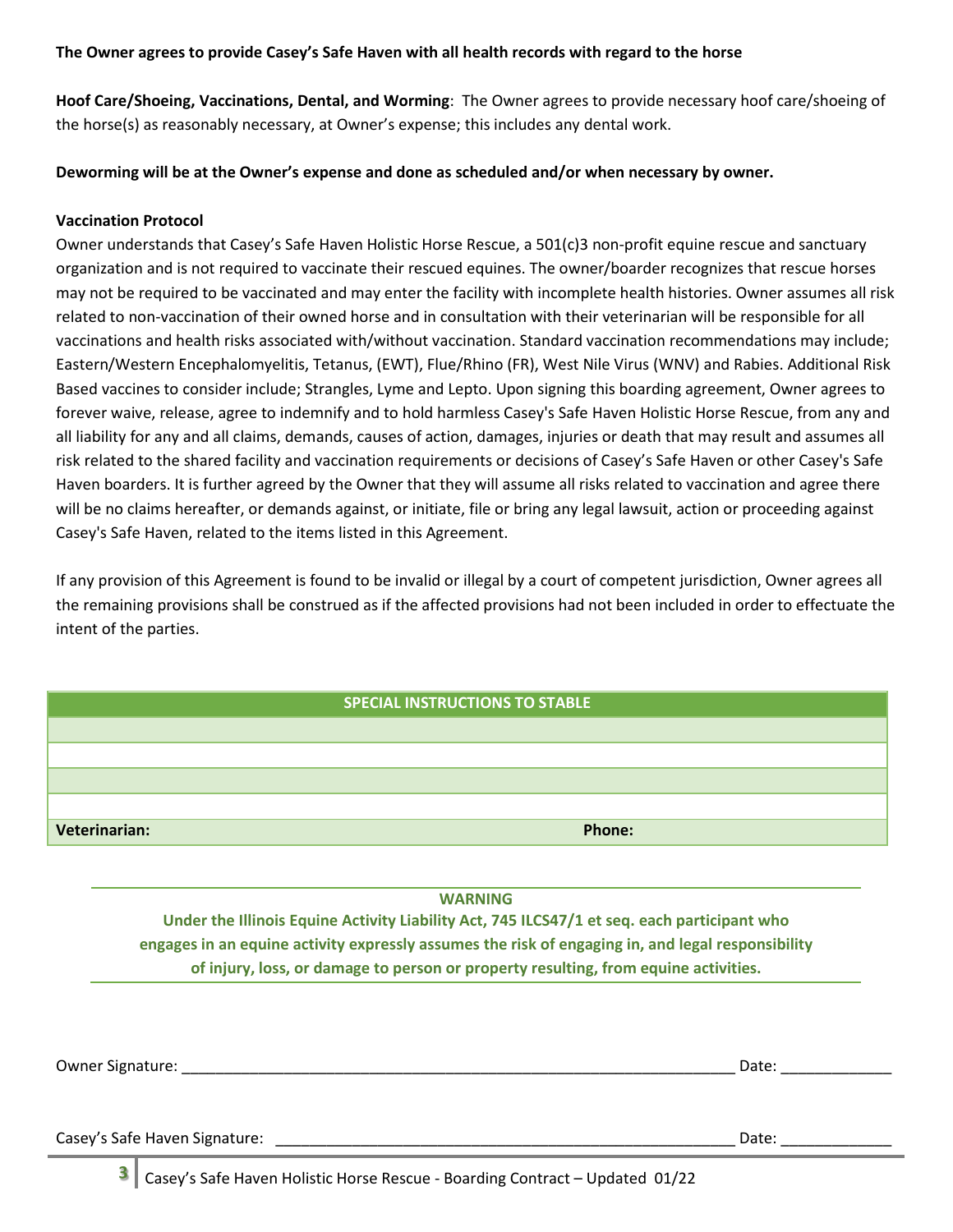**The Owner agrees to provide Casey's Safe Haven with all health records with regard to the horse**

**Hoof Care/Shoeing, Vaccinations, Dental, and Worming**: The Owner agrees to provide necessary hoof care/shoeing of the horse(s) as reasonably necessary, at Owner's expense; this includes any dental work.

**Deworming will be at the Owner's expense and done as scheduled and/or when necessary by owner.**

**Vaccination Protocol**

Owner understands that Casey's Safe Haven Holistic Horse Rescue, a 501(c)3 non-profit equine rescue and sanctuary organization and is not required to vaccinate their rescued equines. The owner/boarder recognizes that rescue horses may not be required to be vaccinated and may enter the facility with incomplete health histories. Owner assumes all risk related to non-vaccination of their owned horse and in consultation with their veterinarian will be responsible for all vaccinations and health risks associated with/without vaccination. Standard vaccination recommendations may include; Eastern/Western Encephalomyelitis, Tetanus, (EWT), Flue/Rhino (FR), West Nile Virus (WNV) and Rabies. Additional Risk Based vaccines to consider include; Strangles, Lyme and Lepto. Upon signing this boarding agreement, Owner agrees to forever waive, release, agree to indemnify and to hold harmless Casey's Safe Haven Holistic Horse Rescue, from any and all liability for any and all claims, demands, causes of action, damages, injuries or death that may result and assumes all risk related to the shared facility and vaccination requirements or decisions of Casey's Safe Haven or other Casey's Safe Haven boarders. It is further agreed by the Owner that they will assume all risks related to vaccination and agree there will be no claims hereafter, or demands against, or initiate, file or bring any legal lawsuit, action or proceeding against Casey's Safe Haven, related to the items listed in this Agreement.

If any provision of this Agreement is found to be invalid or illegal by a court of competent jurisdiction, Owner agrees all the remaining provisions shall be construed as if the affected provisions had not been included in order to effectuate the intent of the parties.

| SPECIAL INSTRUCTIONS TO STABLE | |
|---|---|
| | |
| | |
| | |
| | |
| **Veterinarian:** | **Phone:** |

**WARNING**

**Under the Illinois Equine Activity Liability Act, 745 ILCS47/1 et seq. each participant who engages in an equine activity expressly assumes the risk of engaging in, and legal responsibility of injury, loss, or damage to person or property resulting, from equine activities.**

Owner Signature: ____________________________________________ Date: ____________

Casey's Safe Haven Signature: ____________________________________ Date: ____________

Casey's Safe Haven Holistic Horse Rescue - Boarding Contract – Updated 01/22